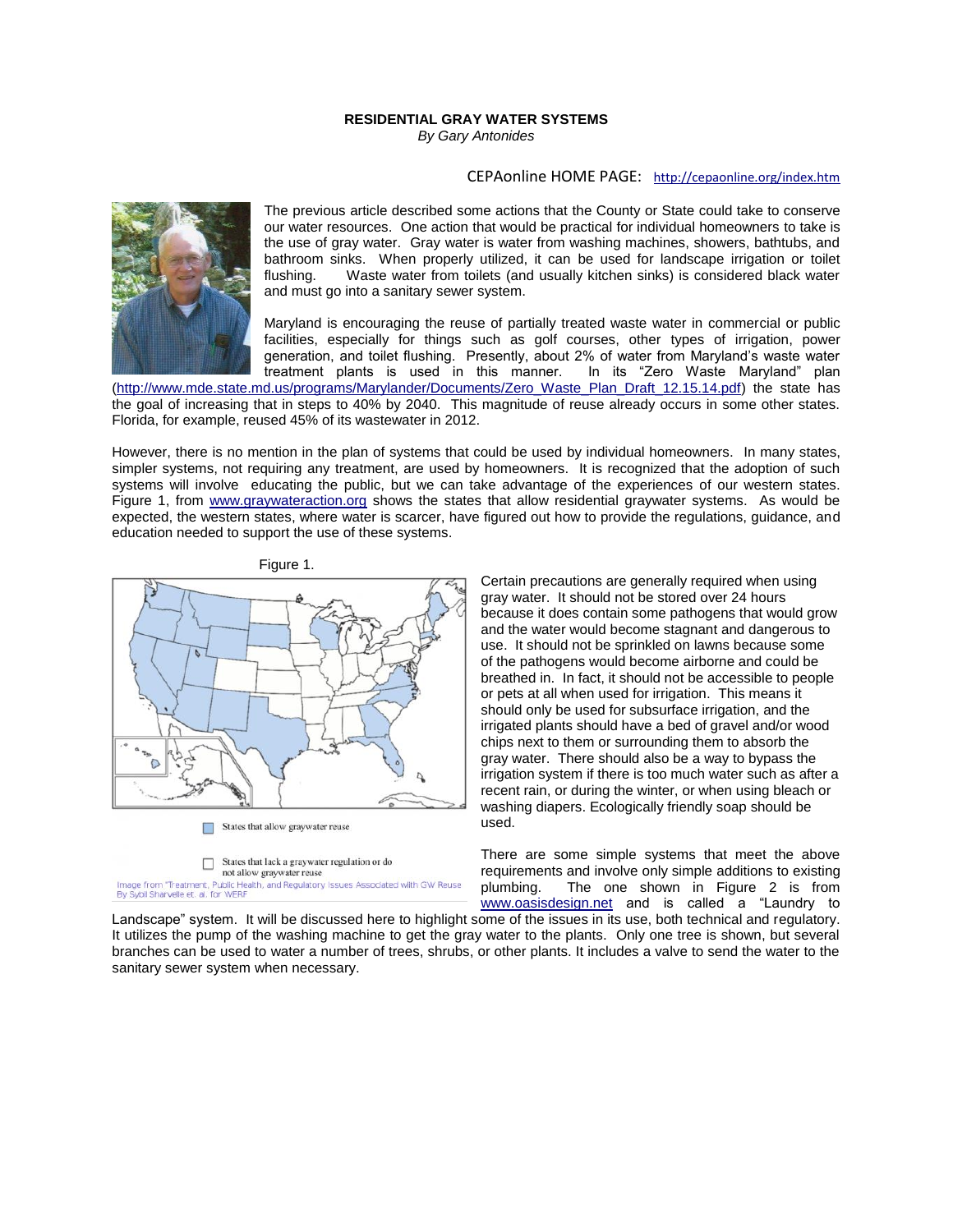**RESIDENTIAL GRAY WATER SYSTEMS**

*By Gary Antonides*

CEPAonline HOME PAGE: http://cepaonline.org/index.htm

The previous article described some actions that the County or State could take to conserve our water resources. One action that would be practical for individual homeowners to take is the use of gray water. Gray water is water from washing machines, showers, bathtubs, and bathroom sinks. When properly utilized, it can be used for landscape irrigation or toilet flushing. Waste water from toilets (and usually kitchen sinks) is considered black water and must go into a sanitary sewer system.

Maryland is encouraging the reuse of partially treated waste water in commercial or public facilities, especially for things such as golf courses, other types of irrigation, power generation, and toilet flushing. Presently, about 2% of water from Maryland's waste water treatment plants is used in this manner. In its "Zero Waste Maryland" plan (http://www.mde.state.md.us/programs/Marylander/Documents/Zero_Waste_Plan_Draft_12.15.14.pdf) the state has the goal of increasing that in steps to 40% by 2040. This magnitude of reuse already occurs in some other states. Florida, for example, reused 45% of its wastewater in 2012.

However, there is no mention in the plan of systems that could be used by individual homeowners. In many states, simpler systems, not requiring any treatment, are used by homeowners. It is recognized that the adoption of such systems will involve educating the public, but we can take advantage of the experiences of our western states. Figure 1, from www.graywateraction.org shows the states that allow residential graywater systems. As would be expected, the western states, where water is scarcer, have figured out how to provide the regulations, guidance, and education needed to support the use of these systems.

Figure 1.

States that allow graywater reuse

States that lack a graywater regulation or do not allow graywater reuse

Image from "Treatment, Public Health, and Regulatory Issues Associated with GW Reuse By Sybil Sharvelle et. al. for WERF

Certain precautions are generally required when using gray water. It should not be stored over 24 hours because it does contain some pathogens that would grow and the water would become stagnant and dangerous to use. It should not be sprinkled on lawns because some of the pathogens would become airborne and could be breathed in. In fact, it should not be accessible to people or pets at all when used for irrigation. This means it should only be used for subsurface irrigation, and the irrigated plants should have a bed of gravel and/or wood chips next to them or surrounding them to absorb the gray water. There should also be a way to bypass the irrigation system if there is too much water such as after a recent rain, or during the winter, or when using bleach or washing diapers. Ecologically friendly soap should be used.

There are some simple systems that meet the above requirements and involve only simple additions to existing plumbing. The one shown in Figure 2 is from www.oasisdesign.net and is called a "Laundry to Landscape" system. It will be discussed here to highlight some of the issues in its use, both technical and regulatory. It utilizes the pump of the washing machine to get the gray water to the plants. Only one tree is shown, but several branches can be used to water a number of trees, shrubs, or other plants. It includes a valve to send the water to the sanitary sewer system when necessary.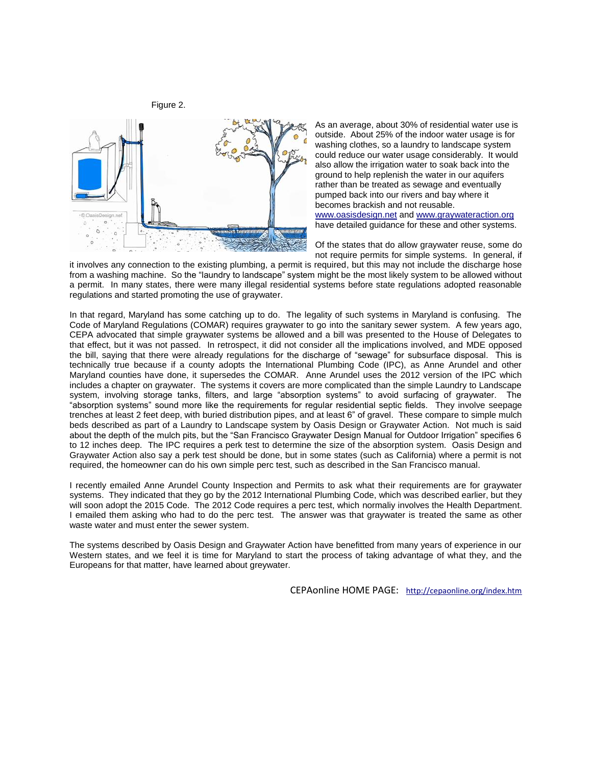Figure 2.

As an average, about 30% of residential water use is outside. About 25% of the indoor water usage is for washing clothes, so a laundry to landscape system could reduce our water usage considerably. It would also allow the irrigation water to soak back into the ground to help replenish the water in our aquifers rather than be treated as sewage and eventually pumped back into our rivers and bay where it becomes brackish and not reusable. www.oasisdesign.net and www.graywateraction.org have detailed guidance for these and other systems.

Of the states that do allow graywater reuse, some do not require permits for simple systems. In general, if it involves any connection to the existing plumbing, a permit is required, but this may not include the discharge hose from a washing machine. So the "laundry to landscape" system might be the most likely system to be allowed without a permit. In many states, there were many illegal residential systems before state regulations adopted reasonable regulations and started promoting the use of graywater.

In that regard, Maryland has some catching up to do. The legality of such systems in Maryland is confusing. The Code of Maryland Regulations (COMAR) requires graywater to go into the sanitary sewer system. A few years ago, CEPA advocated that simple graywater systems be allowed and a bill was presented to the House of Delegates to that effect, but it was not passed. In retrospect, it did not consider all the implications involved, and MDE opposed the bill, saying that there were already regulations for the discharge of "sewage" for subsurface disposal. This is technically true because if a county adopts the International Plumbing Code (IPC), as Anne Arundel and other Maryland counties have done, it supersedes the COMAR. Anne Arundel uses the 2012 version of the IPC which includes a chapter on graywater. The systems it covers are more complicated than the simple Laundry to Landscape system, involving storage tanks, filters, and large "absorption systems" to avoid surfacing of graywater. The "absorption systems" sound more like the requirements for regular residential septic fields. They involve seepage trenches at least 2 feet deep, with buried distribution pipes, and at least 6" of gravel. These compare to simple mulch beds described as part of a Laundry to Landscape system by Oasis Design or Graywater Action. Not much is said about the depth of the mulch pits, but the "San Francisco Graywater Design Manual for Outdoor Irrigation" specifies 6 to 12 inches deep. The IPC requires a perk test to determine the size of the absorption system. Oasis Design and Graywater Action also say a perk test should be done, but in some states (such as California) where a permit is not required, the homeowner can do his own simple perc test, such as described in the San Francisco manual.

I recently emailed Anne Arundel County Inspection and Permits to ask what their requirements are for graywater systems. They indicated that they go by the 2012 International Plumbing Code, which was described earlier, but they will soon adopt the 2015 Code. The 2012 Code requires a perc test, which normally involves the Health Department. I emailed them asking who had to do the perc test. The answer was that graywater is treated the same as other waste water and must enter the sewer system.

The systems described by Oasis Design and Graywater Action have benefitted from many years of experience in our Western states, and we feel it is time for Maryland to start the process of taking advantage of what they, and the Europeans for that matter, have learned about greywater.

CEPAonline HOME PAGE: http://cepaonline.org/index.htm